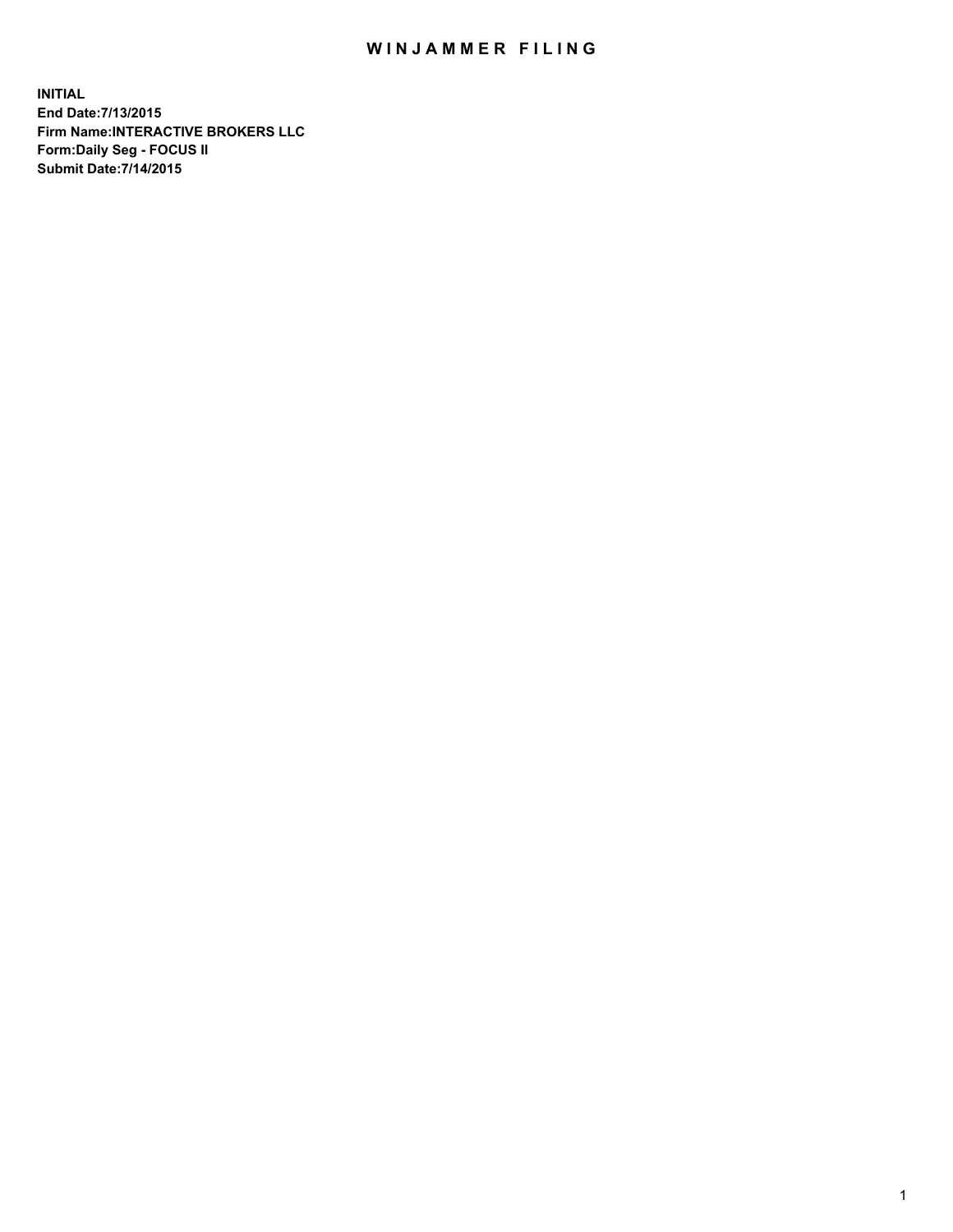# WINJAMMER FILING

**INITIAL**
**End Date:7/13/2015**
**Firm Name:INTERACTIVE BROKERS LLC**
**Form:Daily Seg - FOCUS II**
**Submit Date:7/14/2015**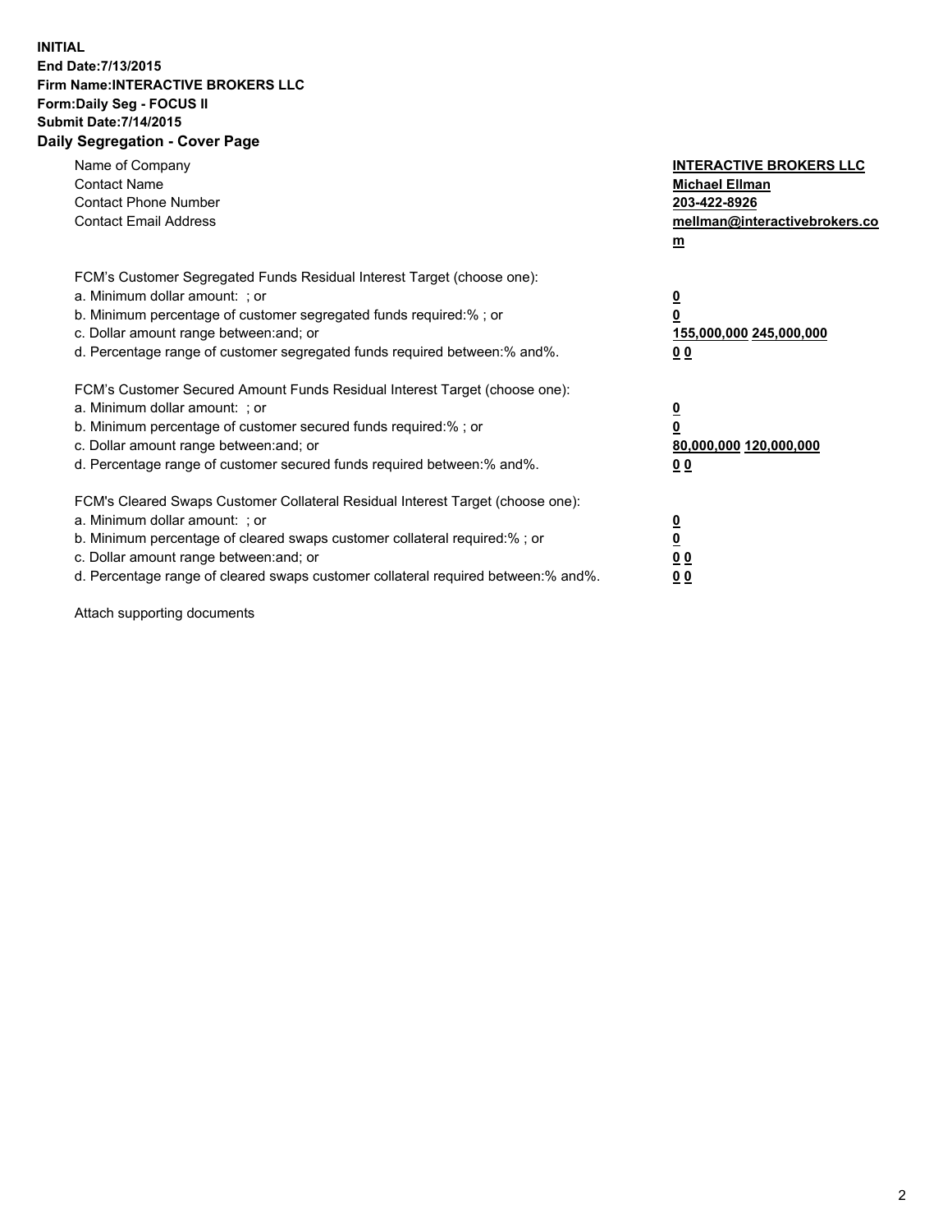**INITIAL**
**End Date:7/13/2015**
**Firm Name:INTERACTIVE BROKERS LLC**
**Form:Daily Seg - FOCUS II**
**Submit Date:7/14/2015**
**Daily Segregation - Cover Page**

| | |
|---|---|
| Name of Company | **INTERACTIVE BROKERS LLC** |
| Contact Name | **Michael Ellman** |
| Contact Phone Number | **203-422-8926** |
| Contact Email Address | **mellman@interactivebrokers.com** |

FCM's Customer Segregated Funds Residual Interest Target (choose one):

| | |
|---|---|
| a. Minimum dollar amount: ; or | **0** |
| b. Minimum percentage of customer segregated funds required:% ; or | **0** |
| c. Dollar amount range between:and; or | **155,000,000 245,000,000** |
| d. Percentage range of customer segregated funds required between:% and%. | **0 0** |

FCM's Customer Secured Amount Funds Residual Interest Target (choose one):

| | |
|---|---|
| a. Minimum dollar amount: ; or | **0** |
| b. Minimum percentage of customer secured funds required:% ; or | **0** |
| c. Dollar amount range between:and; or | **80,000,000 120,000,000** |
| d. Percentage range of customer secured funds required between:% and%. | **0 0** |

FCM's Cleared Swaps Customer Collateral Residual Interest Target (choose one):

| | |
|---|---|
| a. Minimum dollar amount: ; or | **0** |
| b. Minimum percentage of cleared swaps customer collateral required:% ; or | **0** |
| c. Dollar amount range between:and; or | **0 0** |
| d. Percentage range of cleared swaps customer collateral required between:% and%. | **0 0** |

Attach supporting documents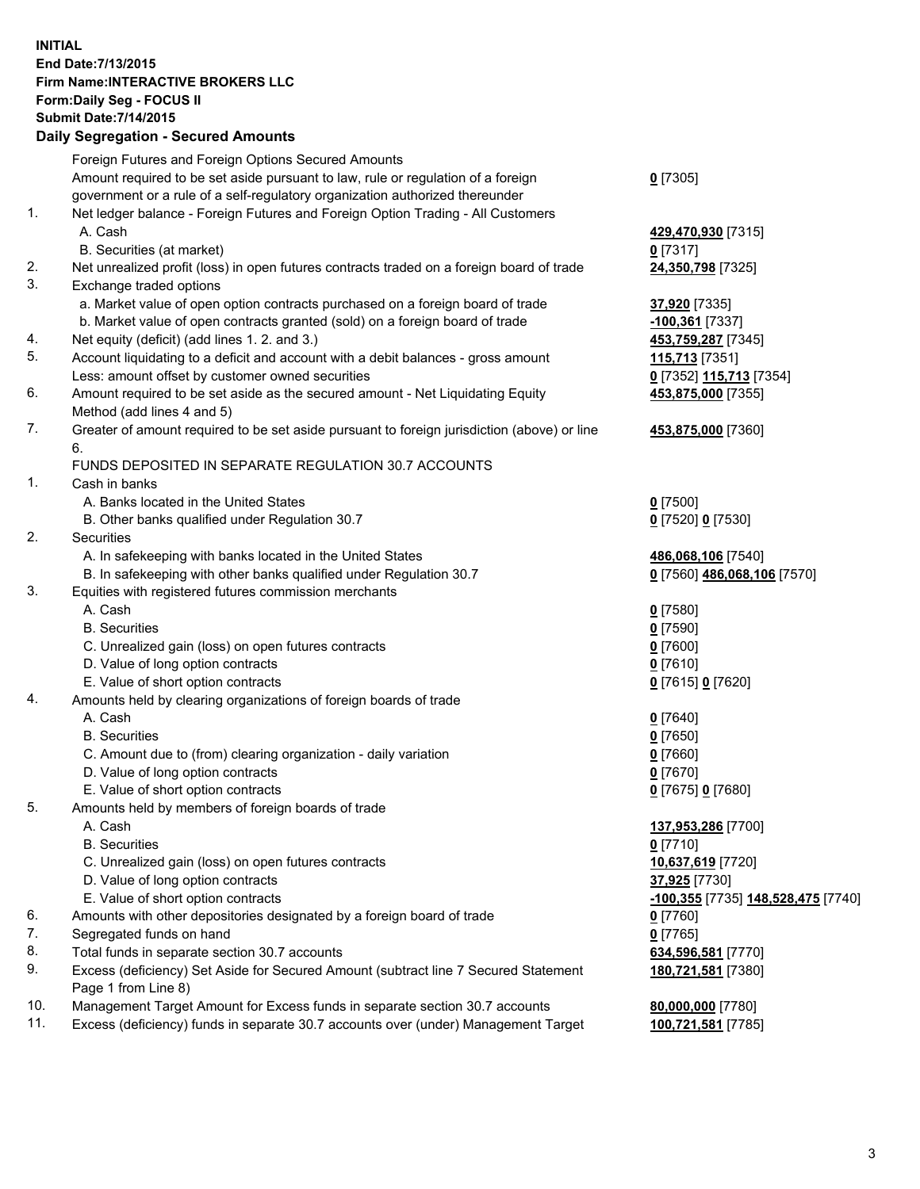**INITIAL**
**End Date:7/13/2015**
**Firm Name:INTERACTIVE BROKERS LLC**
**Form:Daily Seg - FOCUS II**
**Submit Date:7/14/2015**

### Daily Segregation - Secured Amounts

| | | |
|---|---|---|
| | Foreign Futures and Foreign Options Secured Amounts | |
| | Amount required to be set aside pursuant to law, rule or regulation of a foreign government or a rule of a self-regulatory organization authorized thereunder | **0** [7305] |
| 1. | Net ledger balance - Foreign Futures and Foreign Option Trading - All Customers | |
| | A. Cash | **429,470,930** [7315] |
| | B. Securities (at market) | **0** [7317] |
| 2. | Net unrealized profit (loss) in open futures contracts traded on a foreign board of trade | **24,350,798** [7325] |
| 3. | Exchange traded options | |
| | a. Market value of open option contracts purchased on a foreign board of trade | **37,920** [7335] |
| | b. Market value of open contracts granted (sold) on a foreign board of trade | **-100,361** [7337] |
| 4. | Net equity (deficit) (add lines 1. 2. and 3.) | **453,759,287** [7345] |
| 5. | Account liquidating to a deficit and account with a debit balances - gross amount | **115,713** [7351] |
| | Less: amount offset by customer owned securities | **0** [7352] **115,713** [7354] |
| 6. | Amount required to be set aside as the secured amount - Net Liquidating Equity Method (add lines 4 and 5) | **453,875,000** [7355] |
| 7. | Greater of amount required to be set aside pursuant to foreign jurisdiction (above) or line 6. | **453,875,000** [7360] |
| | FUNDS DEPOSITED IN SEPARATE REGULATION 30.7 ACCOUNTS | |
| 1. | Cash in banks | |
| | A. Banks located in the United States | **0** [7500] |
| | B. Other banks qualified under Regulation 30.7 | **0** [7520] **0** [7530] |
| 2. | Securities | |
| | A. In safekeeping with banks located in the United States | **486,068,106** [7540] |
| | B. In safekeeping with other banks qualified under Regulation 30.7 | **0** [7560] **486,068,106** [7570] |
| 3. | Equities with registered futures commission merchants | |
| | A. Cash | **0** [7580] |
| | B. Securities | **0** [7590] |
| | C. Unrealized gain (loss) on open futures contracts | **0** [7600] |
| | D. Value of long option contracts | **0** [7610] |
| | E. Value of short option contracts | **0** [7615] **0** [7620] |
| 4. | Amounts held by clearing organizations of foreign boards of trade | |
| | A. Cash | **0** [7640] |
| | B. Securities | **0** [7650] |
| | C. Amount due to (from) clearing organization - daily variation | **0** [7660] |
| | D. Value of long option contracts | **0** [7670] |
| | E. Value of short option contracts | **0** [7675] **0** [7680] |
| 5. | Amounts held by members of foreign boards of trade | |
| | A. Cash | **137,953,286** [7700] |
| | B. Securities | **0** [7710] |
| | C. Unrealized gain (loss) on open futures contracts | **10,637,619** [7720] |
| | D. Value of long option contracts | **37,925** [7730] |
| | E. Value of short option contracts | **-100,355** [7735] **148,528,475** [7740] |
| 6. | Amounts with other depositories designated by a foreign board of trade | **0** [7760] |
| 7. | Segregated funds on hand | **0** [7765] |
| 8. | Total funds in separate section 30.7 accounts | **634,596,581** [7770] |
| 9. | Excess (deficiency) Set Aside for Secured Amount (subtract line 7 Secured Statement Page 1 from Line 8) | **180,721,581** [7380] |
| 10. | Management Target Amount for Excess funds in separate section 30.7 accounts | **80,000,000** [7780] |
| 11. | Excess (deficiency) funds in separate 30.7 accounts over (under) Management Target | **100,721,581** [7785] |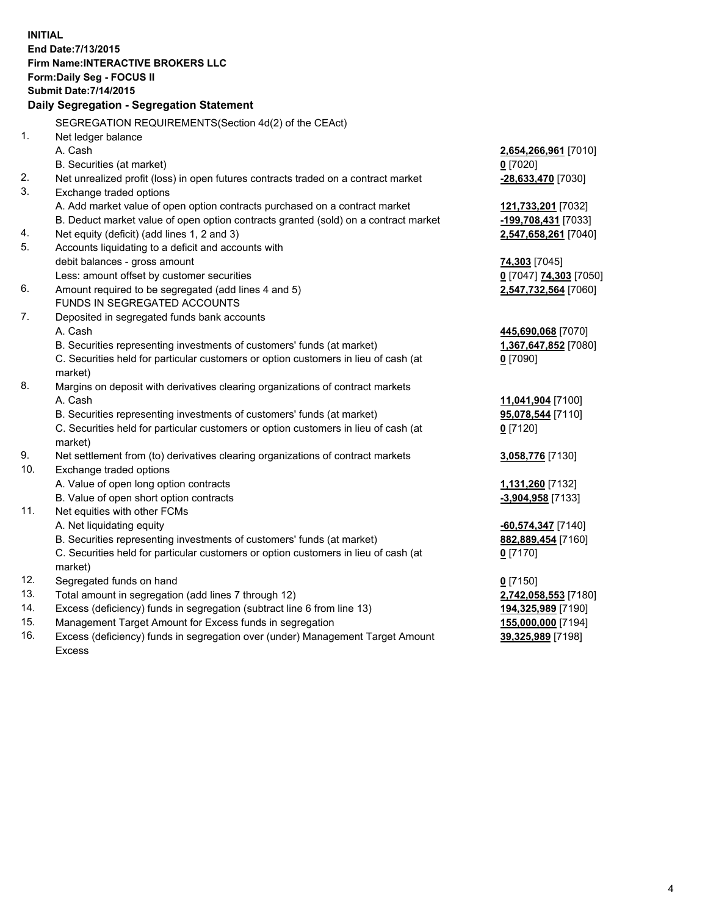**INITIAL**
**End Date:7/13/2015**
**Firm Name:INTERACTIVE BROKERS LLC**
**Form:Daily Seg - FOCUS II**
**Submit Date:7/14/2015**

## Daily Segregation - Segregation Statement

SEGREGATION REQUIREMENTS(Section 4d(2) of the CEAct)

| | | |
|---|---|---|
| 1. | Net ledger balance | |
| | A. Cash | **2,654,266,961** [7010] |
| | B. Securities (at market) | **0** [7020] |
| 2. | Net unrealized profit (loss) in open futures contracts traded on a contract market | **-28,633,470** [7030] |
| 3. | Exchange traded options | |
| | A. Add market value of open option contracts purchased on a contract market | **121,733,201** [7032] |
| | B. Deduct market value of open option contracts granted (sold) on a contract market | **-199,708,431** [7033] |
| 4. | Net equity (deficit) (add lines 1, 2 and 3) | **2,547,658,261** [7040] |
| 5. | Accounts liquidating to a deficit and accounts with debit balances - gross amount | **74,303** [7045] |
| | Less: amount offset by customer securities | **0** [7047] **74,303** [7050] |
| 6. | Amount required to be segregated (add lines 4 and 5) | **2,547,732,564** [7060] |
| | FUNDS IN SEGREGATED ACCOUNTS | |
| 7. | Deposited in segregated funds bank accounts | |
| | A. Cash | **445,690,068** [7070] |
| | B. Securities representing investments of customers' funds (at market) | **1,367,647,852** [7080] |
| | C. Securities held for particular customers or option customers in lieu of cash (at market) | **0** [7090] |
| 8. | Margins on deposit with derivatives clearing organizations of contract markets | |
| | A. Cash | **11,041,904** [7100] |
| | B. Securities representing investments of customers' funds (at market) | **95,078,544** [7110] |
| | C. Securities held for particular customers or option customers in lieu of cash (at market) | **0** [7120] |
| 9. | Net settlement from (to) derivatives clearing organizations of contract markets | **3,058,776** [7130] |
| 10. | Exchange traded options | |
| | A. Value of open long option contracts | **1,131,260** [7132] |
| | B. Value of open short option contracts | **-3,904,958** [7133] |
| 11. | Net equities with other FCMs | |
| | A. Net liquidating equity | **-60,574,347** [7140] |
| | B. Securities representing investments of customers' funds (at market) | **882,889,454** [7160] |
| | C. Securities held for particular customers or option customers in lieu of cash (at market) | **0** [7170] |
| 12. | Segregated funds on hand | **0** [7150] |
| 13. | Total amount in segregation (add lines 7 through 12) | **2,742,058,553** [7180] |
| 14. | Excess (deficiency) funds in segregation (subtract line 6 from line 13) | **194,325,989** [7190] |
| 15. | Management Target Amount for Excess funds in segregation | **155,000,000** [7194] |
| 16. | Excess (deficiency) funds in segregation over (under) Management Target Amount Excess | **39,325,989** [7198] |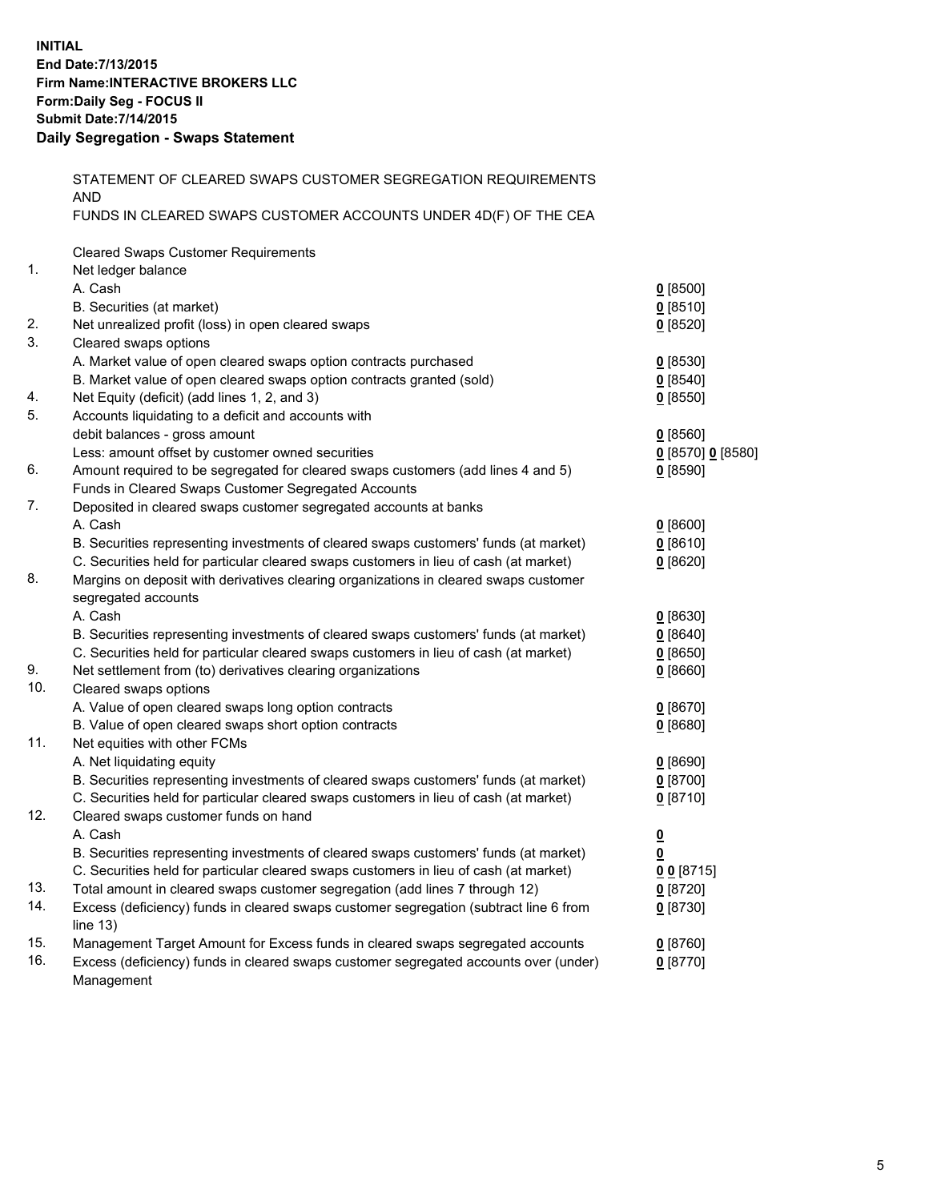**INITIAL**
**End Date:7/13/2015**
**Firm Name:INTERACTIVE BROKERS LLC**
**Form:Daily Seg - FOCUS II**
**Submit Date:7/14/2015**
**Daily Segregation - Swaps Statement**

STATEMENT OF CLEARED SWAPS CUSTOMER SEGREGATION REQUIREMENTS AND FUNDS IN CLEARED SWAPS CUSTOMER ACCOUNTS UNDER 4D(F) OF THE CEA

| | | |
|---|---|---|
| | Cleared Swaps Customer Requirements | |
| 1. | Net ledger balance | |
| | A. Cash | 0 [8500] |
| | B. Securities (at market) | 0 [8510] |
| 2. | Net unrealized profit (loss) in open cleared swaps | 0 [8520] |
| 3. | Cleared swaps options | |
| | A. Market value of open cleared swaps option contracts purchased | 0 [8530] |
| | B. Market value of open cleared swaps option contracts granted (sold) | 0 [8540] |
| 4. | Net Equity (deficit) (add lines 1, 2, and 3) | 0 [8550] |
| 5. | Accounts liquidating to a deficit and accounts with debit balances - gross amount | 0 [8560] |
| | Less: amount offset by customer owned securities | 0 [8570] 0 [8580] |
| 6. | Amount required to be segregated for cleared swaps customers (add lines 4 and 5) | 0 [8590] |
| | Funds in Cleared Swaps Customer Segregated Accounts | |
| 7. | Deposited in cleared swaps customer segregated accounts at banks | |
| | A. Cash | 0 [8600] |
| | B. Securities representing investments of cleared swaps customers' funds (at market) | 0 [8610] |
| | C. Securities held for particular cleared swaps customers in lieu of cash (at market) | 0 [8620] |
| 8. | Margins on deposit with derivatives clearing organizations in cleared swaps customer segregated accounts | |
| | A. Cash | 0 [8630] |
| | B. Securities representing investments of cleared swaps customers' funds (at market) | 0 [8640] |
| | C. Securities held for particular cleared swaps customers in lieu of cash (at market) | 0 [8650] |
| 9. | Net settlement from (to) derivatives clearing organizations | 0 [8660] |
| 10. | Cleared swaps options | |
| | A. Value of open cleared swaps long option contracts | 0 [8670] |
| | B. Value of open cleared swaps short option contracts | 0 [8680] |
| 11. | Net equities with other FCMs | |
| | A. Net liquidating equity | 0 [8690] |
| | B. Securities representing investments of cleared swaps customers' funds (at market) | 0 [8700] |
| | C. Securities held for particular cleared swaps customers in lieu of cash (at market) | 0 [8710] |
| 12. | Cleared swaps customer funds on hand | |
| | A. Cash | 0 |
| | B. Securities representing investments of cleared swaps customers' funds (at market) | 0 |
| | C. Securities held for particular cleared swaps customers in lieu of cash (at market) | 0 0 [8715] |
| 13. | Total amount in cleared swaps customer segregation (add lines 7 through 12) | 0 [8720] |
| 14. | Excess (deficiency) funds in cleared swaps customer segregation (subtract line 6 from line 13) | 0 [8730] |
| 15. | Management Target Amount for Excess funds in cleared swaps segregated accounts | 0 [8760] |
| 16. | Excess (deficiency) funds in cleared swaps customer segregated accounts over (under) Management | 0 [8770] |